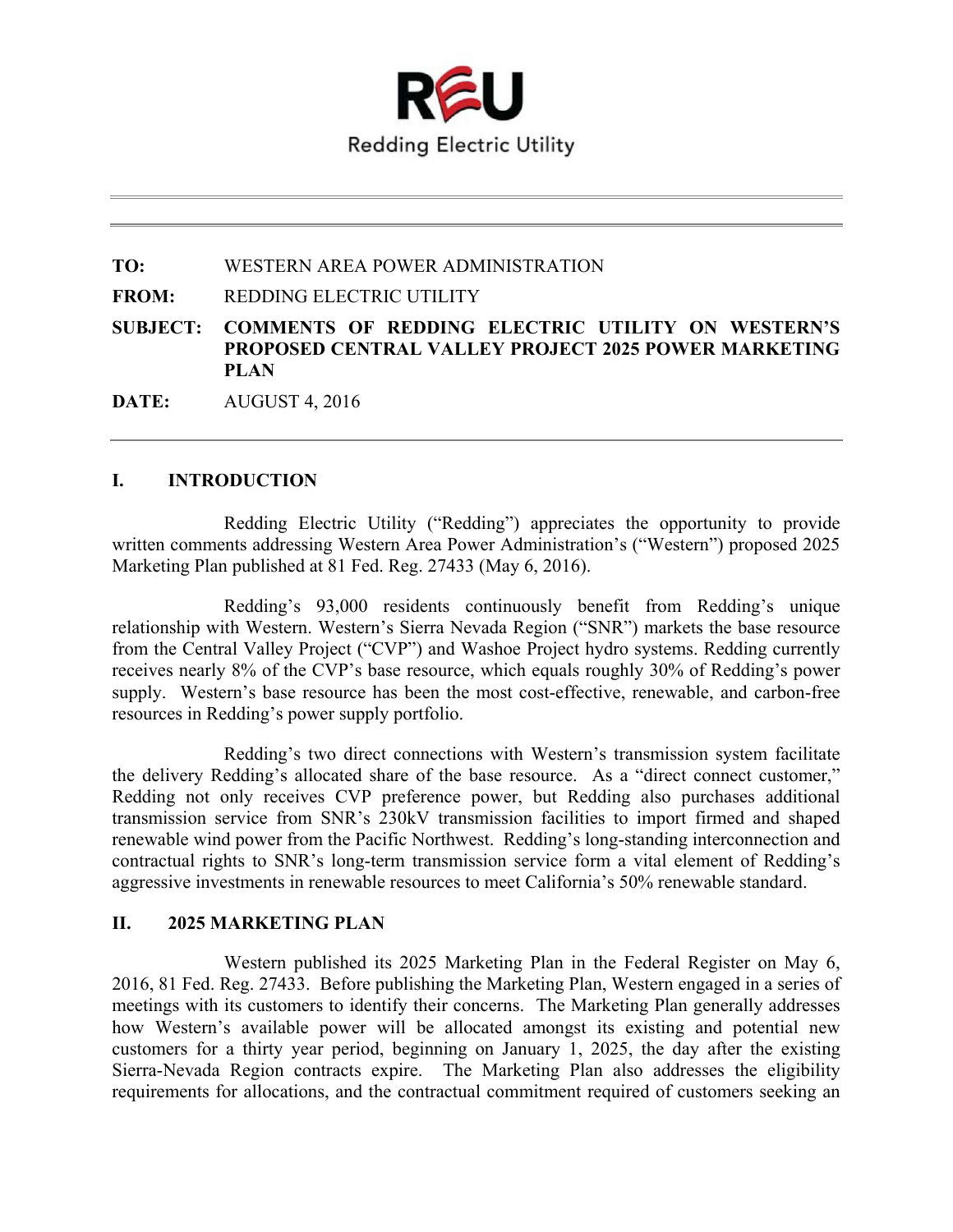# REU

Redding Electric Utility

---

**TO:** WESTERN AREA POWER ADMINISTRATION

**FROM:** REDDING ELECTRIC UTILITY

**SUBJECT:** **COMMENTS OF REDDING ELECTRIC UTILITY ON WESTERN'S PROPOSED CENTRAL VALLEY PROJECT 2025 POWER MARKETING PLAN**

**DATE:** AUGUST 4, 2016

---

## I. INTRODUCTION

Redding Electric Utility ("Redding") appreciates the opportunity to provide written comments addressing Western Area Power Administration's ("Western") proposed 2025 Marketing Plan published at 81 Fed. Reg. 27433 (May 6, 2016).

Redding's 93,000 residents continuously benefit from Redding's unique relationship with Western. Western's Sierra Nevada Region ("SNR") markets the base resource from the Central Valley Project ("CVP") and Washoe Project hydro systems. Redding currently receives nearly 8% of the CVP's base resource, which equals roughly 30% of Redding's power supply. Western's base resource has been the most cost-effective, renewable, and carbon-free resources in Redding's power supply portfolio.

Redding's two direct connections with Western's transmission system facilitate the delivery Redding's allocated share of the base resource. As a "direct connect customer," Redding not only receives CVP preference power, but Redding also purchases additional transmission service from SNR's 230kV transmission facilities to import firmed and shaped renewable wind power from the Pacific Northwest. Redding's long-standing interconnection and contractual rights to SNR's long-term transmission service form a vital element of Redding's aggressive investments in renewable resources to meet California's 50% renewable standard.

## II. 2025 MARKETING PLAN

Western published its 2025 Marketing Plan in the Federal Register on May 6, 2016, 81 Fed. Reg. 27433. Before publishing the Marketing Plan, Western engaged in a series of meetings with its customers to identify their concerns. The Marketing Plan generally addresses how Western's available power will be allocated amongst its existing and potential new customers for a thirty year period, beginning on January 1, 2025, the day after the existing Sierra-Nevada Region contracts expire. The Marketing Plan also addresses the eligibility requirements for allocations, and the contractual commitment required of customers seeking an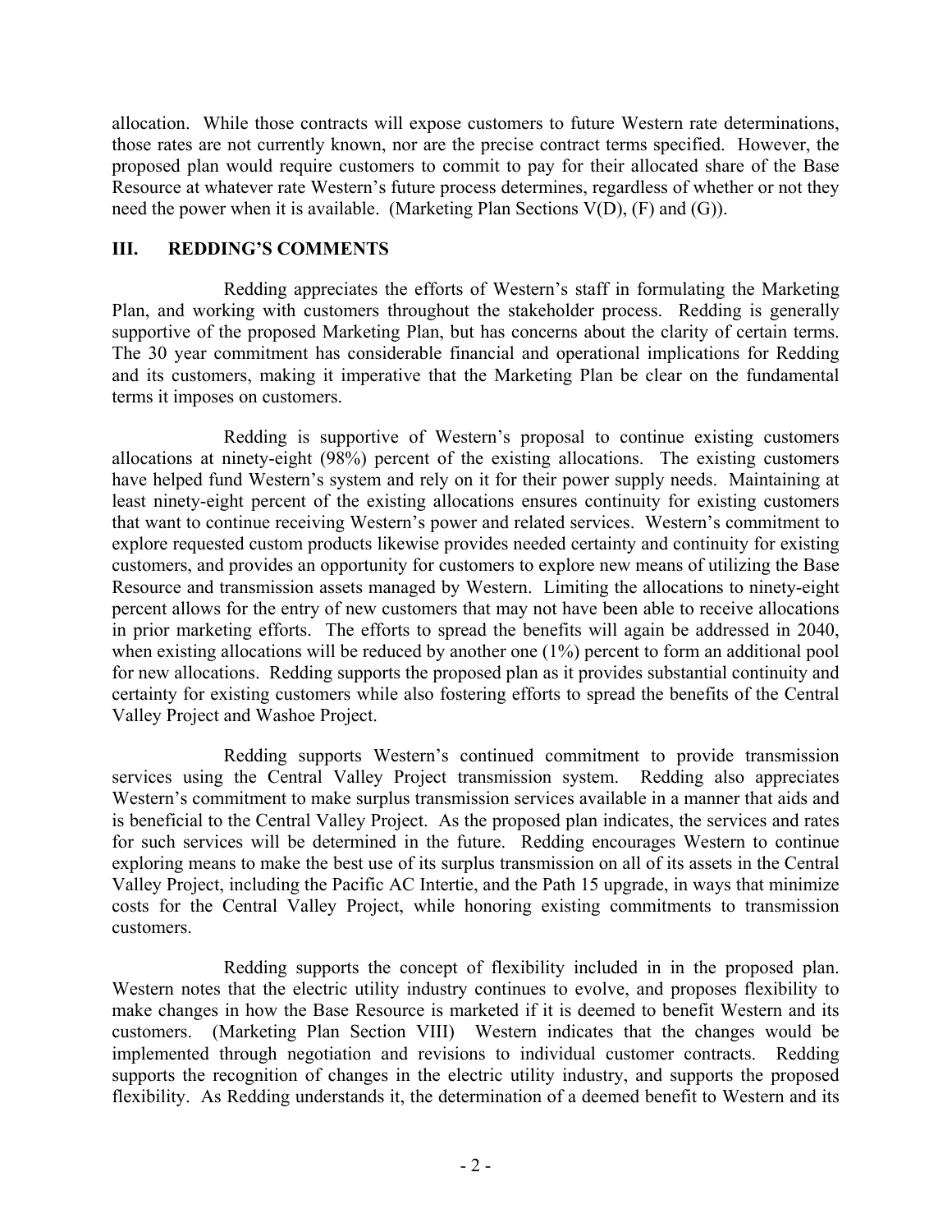allocation. While those contracts will expose customers to future Western rate determinations, those rates are not currently known, nor are the precise contract terms specified. However, the proposed plan would require customers to commit to pay for their allocated share of the Base Resource at whatever rate Western's future process determines, regardless of whether or not they need the power when it is available. (Marketing Plan Sections V(D), (F) and (G)).

## III. REDDING'S COMMENTS

Redding appreciates the efforts of Western's staff in formulating the Marketing Plan, and working with customers throughout the stakeholder process. Redding is generally supportive of the proposed Marketing Plan, but has concerns about the clarity of certain terms. The 30 year commitment has considerable financial and operational implications for Redding and its customers, making it imperative that the Marketing Plan be clear on the fundamental terms it imposes on customers.

Redding is supportive of Western's proposal to continue existing customers allocations at ninety-eight (98%) percent of the existing allocations. The existing customers have helped fund Western's system and rely on it for their power supply needs. Maintaining at least ninety-eight percent of the existing allocations ensures continuity for existing customers that want to continue receiving Western's power and related services. Western's commitment to explore requested custom products likewise provides needed certainty and continuity for existing customers, and provides an opportunity for customers to explore new means of utilizing the Base Resource and transmission assets managed by Western. Limiting the allocations to ninety-eight percent allows for the entry of new customers that may not have been able to receive allocations in prior marketing efforts. The efforts to spread the benefits will again be addressed in 2040, when existing allocations will be reduced by another one (1%) percent to form an additional pool for new allocations. Redding supports the proposed plan as it provides substantial continuity and certainty for existing customers while also fostering efforts to spread the benefits of the Central Valley Project and Washoe Project.

Redding supports Western's continued commitment to provide transmission services using the Central Valley Project transmission system. Redding also appreciates Western's commitment to make surplus transmission services available in a manner that aids and is beneficial to the Central Valley Project. As the proposed plan indicates, the services and rates for such services will be determined in the future. Redding encourages Western to continue exploring means to make the best use of its surplus transmission on all of its assets in the Central Valley Project, including the Pacific AC Intertie, and the Path 15 upgrade, in ways that minimize costs for the Central Valley Project, while honoring existing commitments to transmission customers.

Redding supports the concept of flexibility included in in the proposed plan. Western notes that the electric utility industry continues to evolve, and proposes flexibility to make changes in how the Base Resource is marketed if it is deemed to benefit Western and its customers. (Marketing Plan Section VIII) Western indicates that the changes would be implemented through negotiation and revisions to individual customer contracts. Redding supports the recognition of changes in the electric utility industry, and supports the proposed flexibility. As Redding understands it, the determination of a deemed benefit to Western and its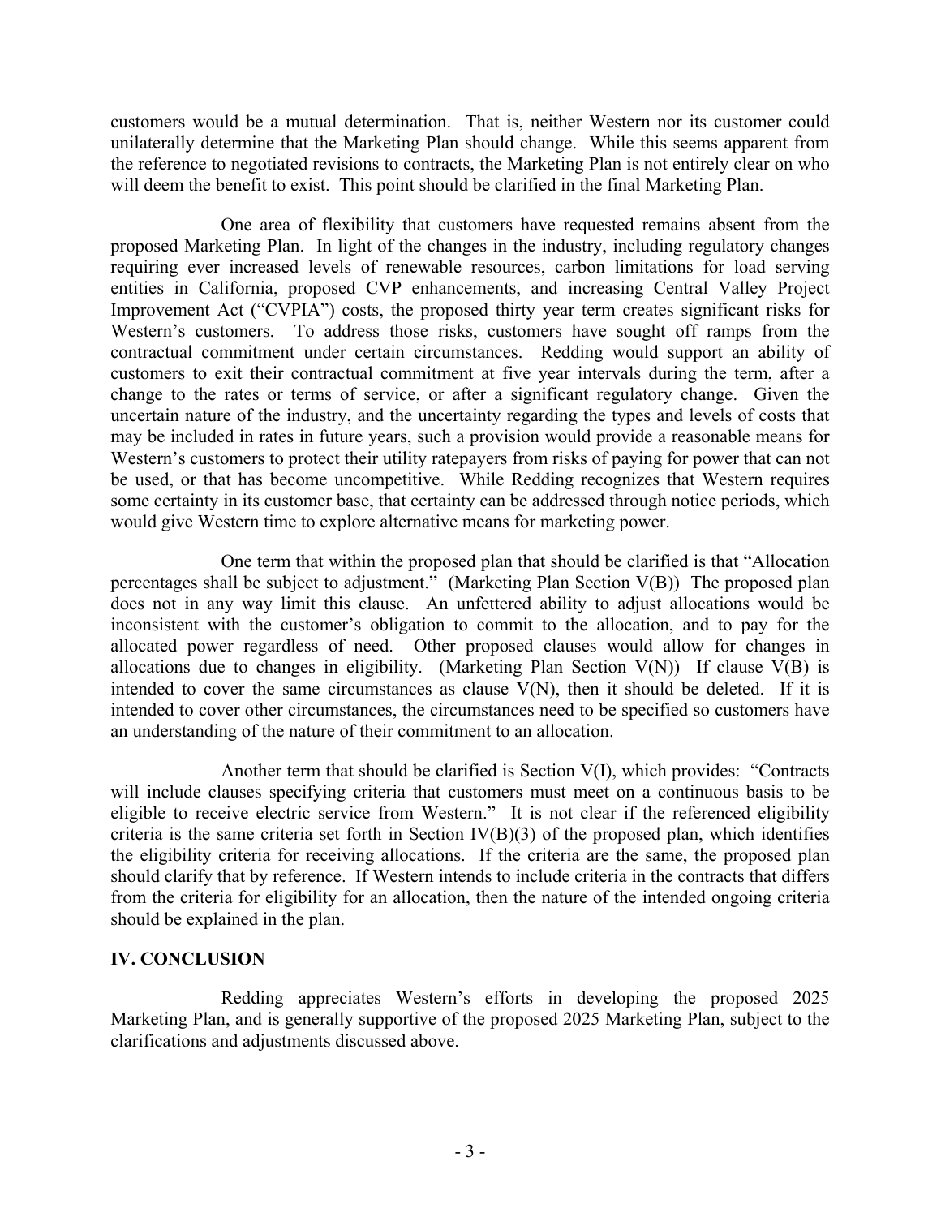customers would be a mutual determination. That is, neither Western nor its customer could unilaterally determine that the Marketing Plan should change. While this seems apparent from the reference to negotiated revisions to contracts, the Marketing Plan is not entirely clear on who will deem the benefit to exist. This point should be clarified in the final Marketing Plan.

One area of flexibility that customers have requested remains absent from the proposed Marketing Plan. In light of the changes in the industry, including regulatory changes requiring ever increased levels of renewable resources, carbon limitations for load serving entities in California, proposed CVP enhancements, and increasing Central Valley Project Improvement Act ("CVPIA") costs, the proposed thirty year term creates significant risks for Western's customers. To address those risks, customers have sought off ramps from the contractual commitment under certain circumstances. Redding would support an ability of customers to exit their contractual commitment at five year intervals during the term, after a change to the rates or terms of service, or after a significant regulatory change. Given the uncertain nature of the industry, and the uncertainty regarding the types and levels of costs that may be included in rates in future years, such a provision would provide a reasonable means for Western's customers to protect their utility ratepayers from risks of paying for power that can not be used, or that has become uncompetitive. While Redding recognizes that Western requires some certainty in its customer base, that certainty can be addressed through notice periods, which would give Western time to explore alternative means for marketing power.

One term that within the proposed plan that should be clarified is that "Allocation percentages shall be subject to adjustment." (Marketing Plan Section V(B)) The proposed plan does not in any way limit this clause. An unfettered ability to adjust allocations would be inconsistent with the customer's obligation to commit to the allocation, and to pay for the allocated power regardless of need. Other proposed clauses would allow for changes in allocations due to changes in eligibility. (Marketing Plan Section V(N)) If clause V(B) is intended to cover the same circumstances as clause V(N), then it should be deleted. If it is intended to cover other circumstances, the circumstances need to be specified so customers have an understanding of the nature of their commitment to an allocation.

Another term that should be clarified is Section V(I), which provides: "Contracts will include clauses specifying criteria that customers must meet on a continuous basis to be eligible to receive electric service from Western." It is not clear if the referenced eligibility criteria is the same criteria set forth in Section IV(B)(3) of the proposed plan, which identifies the eligibility criteria for receiving allocations. If the criteria are the same, the proposed plan should clarify that by reference. If Western intends to include criteria in the contracts that differs from the criteria for eligibility for an allocation, then the nature of the intended ongoing criteria should be explained in the plan.

## IV. CONCLUSION

Redding appreciates Western's efforts in developing the proposed 2025 Marketing Plan, and is generally supportive of the proposed 2025 Marketing Plan, subject to the clarifications and adjustments discussed above.